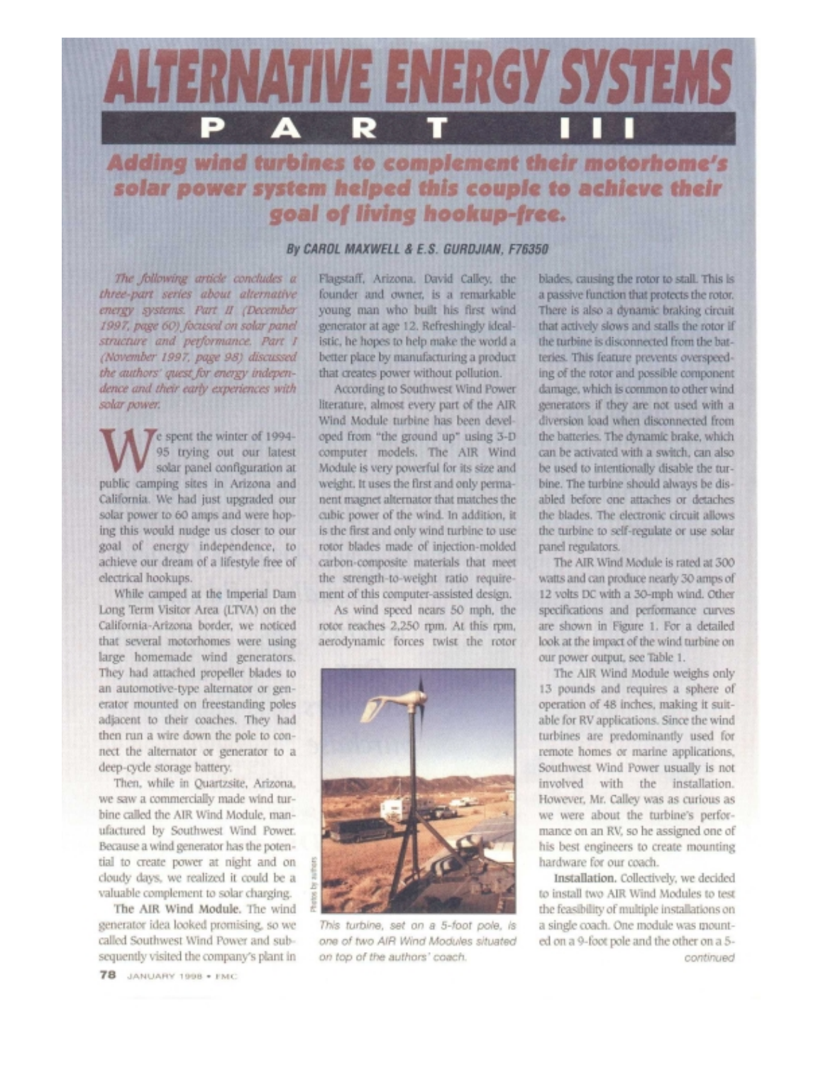# ALTERNATIVE ENERGY SYSTEMS

## PART III

### Adding wind turbines to complement their motorhome's solar power system helped this couple to achieve their goal of living hookup-free.

**By CAROL MAXWELL & E.S. GURDJIAN, F76350**

*The following article concludes a three-part series about alternative energy systems. Part II (December 1997, page 60) focused on solar panel structure and performance. Part I (November 1997, page 98) discussed the authors' quest for energy independence and their early experiences with solar power.*

We spent the winter of 1994-95 trying out our latest solar panel configuration at public camping sites in Arizona and California. We had just upgraded our solar power to 60 amps and were hoping this would nudge us closer to our goal of energy independence, to achieve our dream of a lifestyle free of electrical hookups.

While camped at the Imperial Dam Long Term Visitor Area (LTVA) on the California-Arizona border, we noticed that several motorhomes were using large homemade wind generators. They had attached propeller blades to an automotive-type alternator or generator mounted on freestanding poles adjacent to their coaches. They had then run a wire down the pole to connect the alternator or generator to a deep-cycle storage battery.

Then, while in Quartzsite, Arizona, we saw a commercially made wind turbine called the AIR Wind Module, manufactured by Southwest Wind Power. Because a wind generator has the potential to create power at night and on cloudy days, we realized it could be a valuable complement to solar charging.

**The AIR Wind Module.** The wind generator idea looked promising, so we called Southwest Wind Power and subsequently visited the company's plant in Flagstaff, Arizona. David Calley, the founder and owner, is a remarkable young man who built his first wind generator at age 12. Refreshingly idealistic, he hopes to help make the world a better place by manufacturing a product that creates power without pollution.

According to Southwest Wind Power literature, almost every part of the AIR Wind Module turbine has been developed from "the ground up" using 3-D computer models. The AIR Wind Module is very powerful for its size and weight. It uses the first and only permanent magnet alternator that matches the cubic power of the wind. In addition, it is the first and only wind turbine to use rotor blades made of injection-molded carbon-composite materials that meet the strength-to-weight ratio requirement of this computer-assisted design.

As wind speed nears 50 mph, the rotor reaches 2,250 rpm. At this rpm, aerodynamic forces twist the rotor blades, causing the rotor to stall. This is a passive function that protects the rotor. There is also a dynamic braking circuit that actively slows and stalls the rotor if the turbine is disconnected from the batteries. This feature prevents overspeeding of the rotor and possible component damage, which is common to other wind generators if they are not used with a diversion load when disconnected from the batteries. The dynamic brake, which can be activated with a switch, can also be used to intentionally disable the turbine. The turbine should always be disabled before one attaches or detaches the blades. The electronic circuit allows the turbine to self-regulate or use solar panel regulators.

*This turbine, set on a 5-foot pole, is one of two AIR Wind Modules situated on top of the authors' coach.*

The AIR Wind Module is rated at 300 watts and can produce nearly 30 amps of 12 volts DC with a 30-mph wind. Other specifications and performance curves are shown in Figure 1. For a detailed look at the impact of the wind turbine on our power output, see Table 1.

The AIR Wind Module weighs only 13 pounds and requires a sphere of operation of 48 inches, making it suitable for RV applications. Since the wind turbines are predominantly used for remote homes or marine applications, Southwest Wind Power usually is not involved with the installation. However, Mr. Calley was as curious as we were about the turbine's performance on an RV, so he assigned one of his best engineers to create mounting hardware for our coach.

**Installation.** Collectively, we decided to install two AIR Wind Modules to test the feasibility of multiple installations on a single coach. One module was mounted on a 9-foot pole and the other on a 5-

*continued*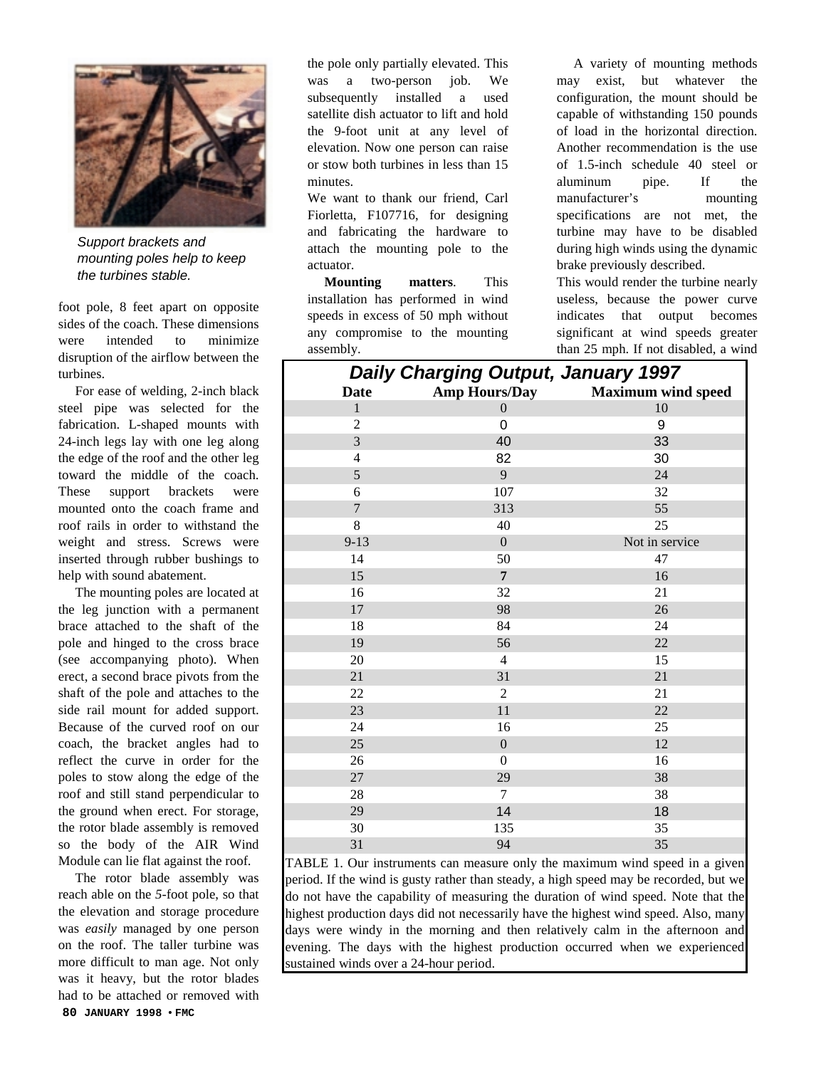*Support brackets and mounting poles help to keep the turbines stable.*

foot pole, 8 feet apart on opposite sides of the coach. These dimensions were intended to minimize disruption of the airflow between the turbines.

For ease of welding, 2-inch black steel pipe was selected for the fabrication. L-shaped mounts with 24-inch legs lay with one leg along the edge of the roof and the other leg toward the middle of the coach. These support brackets were mounted onto the coach frame and roof rails in order to withstand the weight and stress. Screws were inserted through rubber bushings to help with sound abatement.

The mounting poles are located at the leg junction with a permanent brace attached to the shaft of the pole and hinged to the cross brace (see accompanying photo). When erect, a second brace pivots from the shaft of the pole and attaches to the side rail mount for added support. Because of the curved roof on our coach, the bracket angles had to reflect the curve in order for the poles to stow along the edge of the roof and still stand perpendicular to the ground when erect. For storage, the rotor blade assembly is removed so the body of the AIR Wind Module can lie flat against the roof.

The rotor blade assembly was reach able on the *5*-foot pole, so that the elevation and storage procedure was *easily* managed by one person on the roof. The taller turbine was more difficult to man age. Not only was it heavy, but the rotor blades had to be attached or removed with the pole only partially elevated. This was a two-person job. We subsequently installed a used satellite dish actuator to lift and hold the 9-foot unit at any level of elevation. Now one person can raise or stow both turbines in less than 15 minutes.

We want to thank our friend, Carl Fiorletta, F107716, for designing and fabricating the hardware to attach the mounting pole to the actuator.

**Mounting matters**. This installation has performed in wind speeds in excess of 50 mph without any compromise to the mounting assembly.

A variety of mounting methods may exist, but whatever the configuration, the mount should be capable of withstanding 150 pounds of load in the horizontal direction. Another recommendation is the use of 1.5-inch schedule 40 steel or aluminum pipe. If the manufacturer's mounting specifications are not met, the turbine may have to be disabled during high winds using the dynamic brake previously described.

This would render the turbine nearly useless, because the power curve indicates that output becomes significant at wind speeds greater than 25 mph. If not disabled, a wind

**Daily Charging Output, January 1997**

| Date | Amp Hours/Day | Maximum wind speed |
|---|---|---|
| 1 | 0 | 10 |
| 2 | 0 | 9 |
| 3 | 40 | 33 |
| 4 | 82 | 30 |
| 5 | 9 | 24 |
| 6 | 107 | 32 |
| 7 | 313 | 55 |
| 8 | 40 | 25 |
| 9-13 | 0 | Not in service |
| 14 | 50 | 47 |
| 15 | 7 | 16 |
| 16 | 32 | 21 |
| 17 | 98 | 26 |
| 18 | 84 | 24 |
| 19 | 56 | 22 |
| 20 | 4 | 15 |
| 21 | 31 | 21 |
| 22 | 2 | 21 |
| 23 | 11 | 22 |
| 24 | 16 | 25 |
| 25 | 0 | 12 |
| 26 | 0 | 16 |
| 27 | 29 | 38 |
| 28 | 7 | 38 |
| 29 | 14 | 18 |
| 30 | 135 | 35 |
| 31 | 94 | 35 |

TABLE 1. Our instruments can measure only the maximum wind speed in a given period. If the wind is gusty rather than steady, a high speed may be recorded, but we do not have the capability of measuring the duration of wind speed. Note that the highest production days did not necessarily have the highest wind speed. Also, many days were windy in the morning and then relatively calm in the afternoon and evening. The days with the highest production occurred when we experienced sustained winds over a 24-hour period.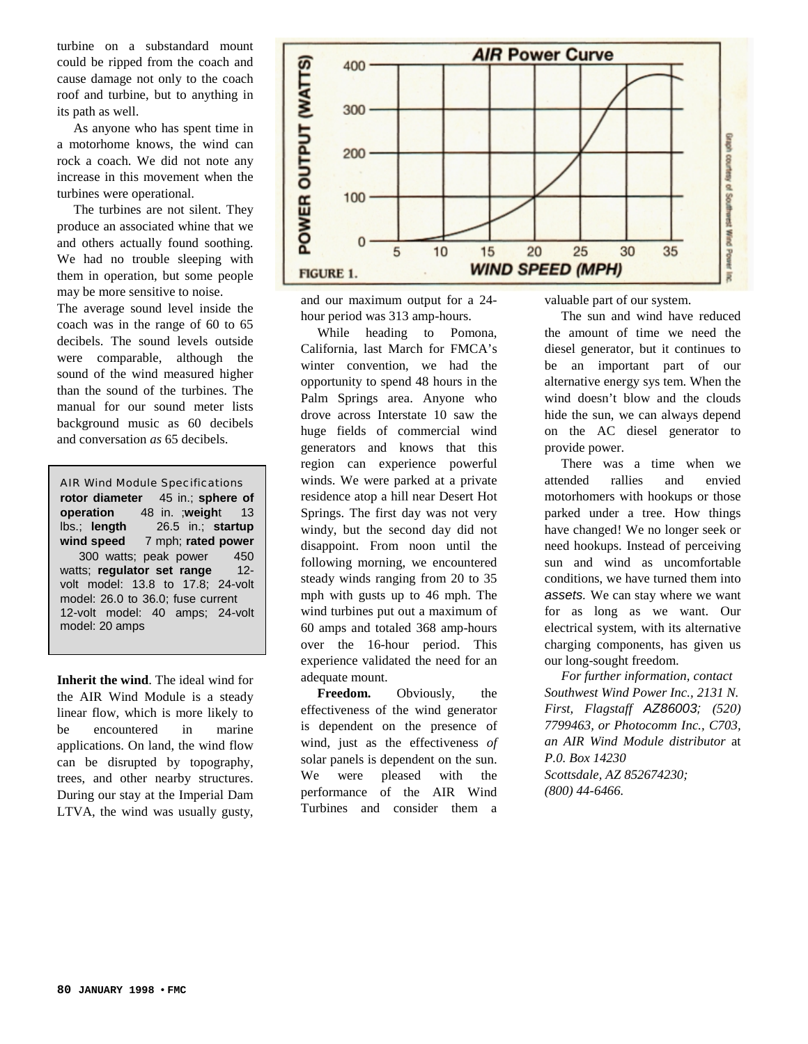turbine on a substandard mount could be ripped from the coach and cause damage not only to the coach roof and turbine, but to anything in its path as well.

As anyone who has spent time in a motorhome knows, the wind can rock a coach. We did not note any increase in this movement when the turbines were operational.

The turbines are not silent. They produce an associated whine that we and others actually found soothing. We had no trouble sleeping with them in operation, but some people may be more sensitive to noise.

The average sound level inside the coach was in the range of 60 to 65 decibels. The sound levels outside were comparable, although the sound of the wind measured higher than the sound of the turbines. The manual for our sound meter lists background music as 60 decibels and conversation *as* 65 decibels.

> AIR Wind Module Specifications
> **rotor diameter** 45 in.; **sphere of operation** 48 in.; **weight** 13 lbs.; **length** 26.5 in.; **startup wind speed** 7 mph; **rated power** 300 watts; peak power 450 watts; **regulator set range** 12-volt model: 13.8 to 17.8; 24-volt model: 26.0 to 36.0; fuse current 12-volt model: 40 amps; 24-volt model: 20 amps

**Inherit the wind**. The ideal wind for the AIR Wind Module is a steady linear flow, which is more likely to be encountered in marine applications. On land, the wind flow can be disrupted by topography, trees, and other nearby structures. During our stay at the Imperial Dam LTVA, the wind was usually gusty, and our maximum output for a 24-hour period was 313 amp-hours.

AIR Power Curve

POWER OUTPUT (WATTS)

400

300

200

100

0

5 10 15 20 25 30 35

WIND SPEED (MPH)

FIGURE 1.

Graph courtesy of Southwest Wind Power Inc.

While heading to Pomona, California, last March for FMCA's winter convention, we had the opportunity to spend 48 hours in the Palm Springs area. Anyone who drove across Interstate 10 saw the huge fields of commercial wind generators and knows that this region can experience powerful winds. We were parked at a private residence atop a hill near Desert Hot Springs. The first day was not very windy, but the second day did not disappoint. From noon until the following morning, we encountered steady winds ranging from 20 to 35 mph with gusts up to 46 mph. The wind turbines put out a maximum of 60 amps and totaled 368 amp-hours over the 16-hour period. This experience validated the need for an adequate mount.

**Freedom.** Obviously, the effectiveness of the wind generator is dependent on the presence of wind, just as the effectiveness *of* solar panels is dependent on the sun. We were pleased with the performance of the AIR Wind Turbines and consider them a valuable part of our system.

The sun and wind have reduced the amount of time we need the diesel generator, but it continues to be an important part of our alternative energy sys tem. When the wind doesn't blow and the clouds hide the sun, we can always depend on the AC diesel generator to provide power.

There was a time when we attended rallies and envied motorhomers with hookups or those parked under a tree. How things have changed! We no longer seek or need hookups. Instead of perceiving sun and wind as uncomfortable conditions, we have turned them into *assets.* We can stay where we want for as long as we want. Our electrical system, with its alternative charging components, has given us our long-sought freedom.

*For further information, contact Southwest Wind Power Inc., 2131 N. First, Flagstaff AZ86003; (520) 7799463, or Photocomm Inc., C703, an AIR Wind Module distributor* at *P.0. Box 14230 Scottsdale, AZ 852674230; (800) 44-6466.*